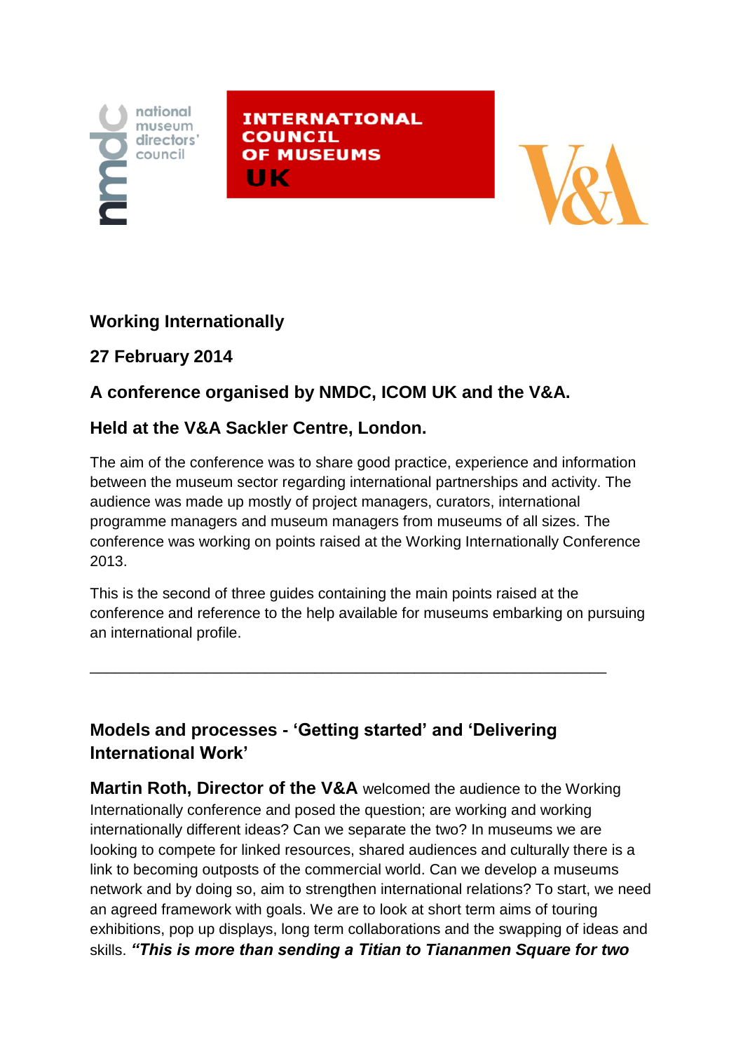**Working Internationally**

**27 February 2014**

**A conference organised by NMDC, ICOM UK and the V&A.**

**Held at the V&A Sackler Centre, London.**

The aim of the conference was to share good practice, experience and information between the museum sector regarding international partnerships and activity. The audience was made up mostly of project managers, curators, international programme managers and museum managers from museums of all sizes. The conference was working on points raised at the Working Internationally Conference 2013.

This is the second of three guides containing the main points raised at the conference and reference to the help available for museums embarking on pursuing an international profile.

---

## Models and processes - ‘Getting started’ and ‘Delivering International Work’

**Martin Roth, Director of the V&A** welcomed the audience to the Working Internationally conference and posed the question; are working and working internationally different ideas? Can we separate the two? In museums we are looking to compete for linked resources, shared audiences and culturally there is a link to becoming outposts of the commercial world. Can we develop a museums network and by doing so, aim to strengthen international relations? To start, we need an agreed framework with goals. We are to look at short term aims of touring exhibitions, pop up displays, long term collaborations and the swapping of ideas and skills. ***“This is more than sending a Titian to Tiananmen Square for two***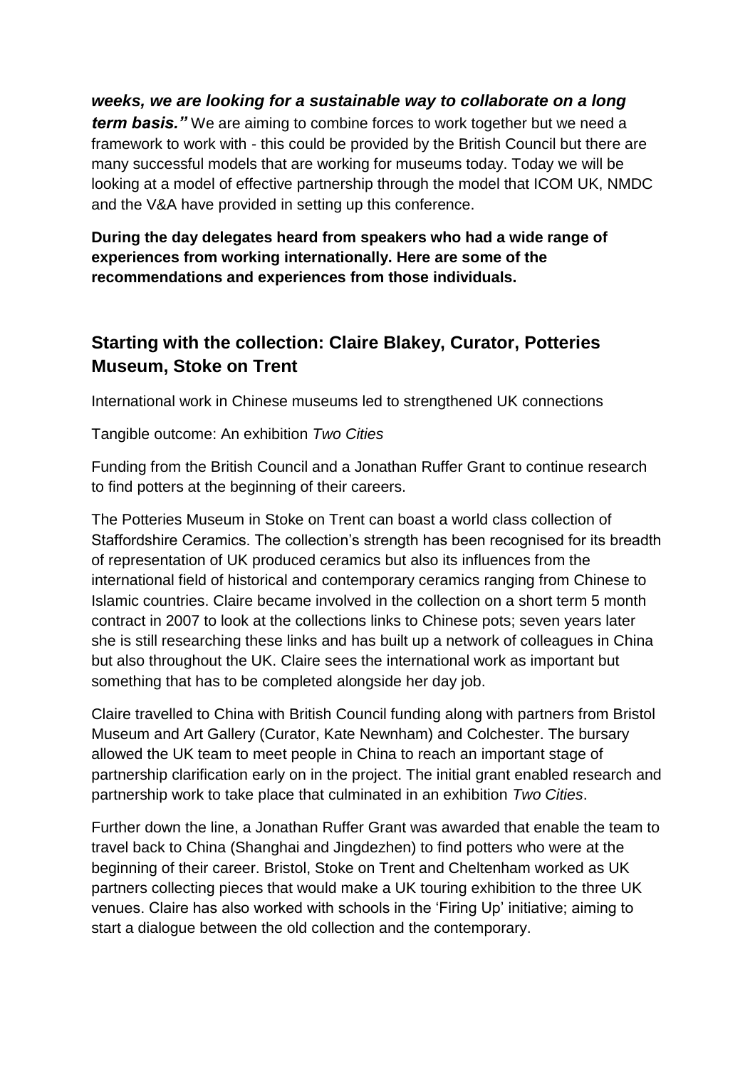***weeks, we are looking for a sustainable way to collaborate on a long term basis."*** We are aiming to combine forces to work together but we need a framework to work with - this could be provided by the British Council but there are many successful models that are working for museums today. Today we will be looking at a model of effective partnership through the model that ICOM UK, NMDC and the V&A have provided in setting up this conference.

**During the day delegates heard from speakers who had a wide range of experiences from working internationally. Here are some of the recommendations and experiences from those individuals.**

## Starting with the collection: Claire Blakey, Curator, Potteries Museum, Stoke on Trent

International work in Chinese museums led to strengthened UK connections

Tangible outcome: An exhibition *Two Cities*

Funding from the British Council and a Jonathan Ruffer Grant to continue research to find potters at the beginning of their careers.

The Potteries Museum in Stoke on Trent can boast a world class collection of Staffordshire Ceramics. The collection's strength has been recognised for its breadth of representation of UK produced ceramics but also its influences from the international field of historical and contemporary ceramics ranging from Chinese to Islamic countries. Claire became involved in the collection on a short term 5 month contract in 2007 to look at the collections links to Chinese pots; seven years later she is still researching these links and has built up a network of colleagues in China but also throughout the UK. Claire sees the international work as important but something that has to be completed alongside her day job.

Claire travelled to China with British Council funding along with partners from Bristol Museum and Art Gallery (Curator, Kate Newnham) and Colchester. The bursary allowed the UK team to meet people in China to reach an important stage of partnership clarification early on in the project. The initial grant enabled research and partnership work to take place that culminated in an exhibition *Two Cities*.

Further down the line, a Jonathan Ruffer Grant was awarded that enable the team to travel back to China (Shanghai and Jingdezhen) to find potters who were at the beginning of their career. Bristol, Stoke on Trent and Cheltenham worked as UK partners collecting pieces that would make a UK touring exhibition to the three UK venues. Claire has also worked with schools in the 'Firing Up' initiative; aiming to start a dialogue between the old collection and the contemporary.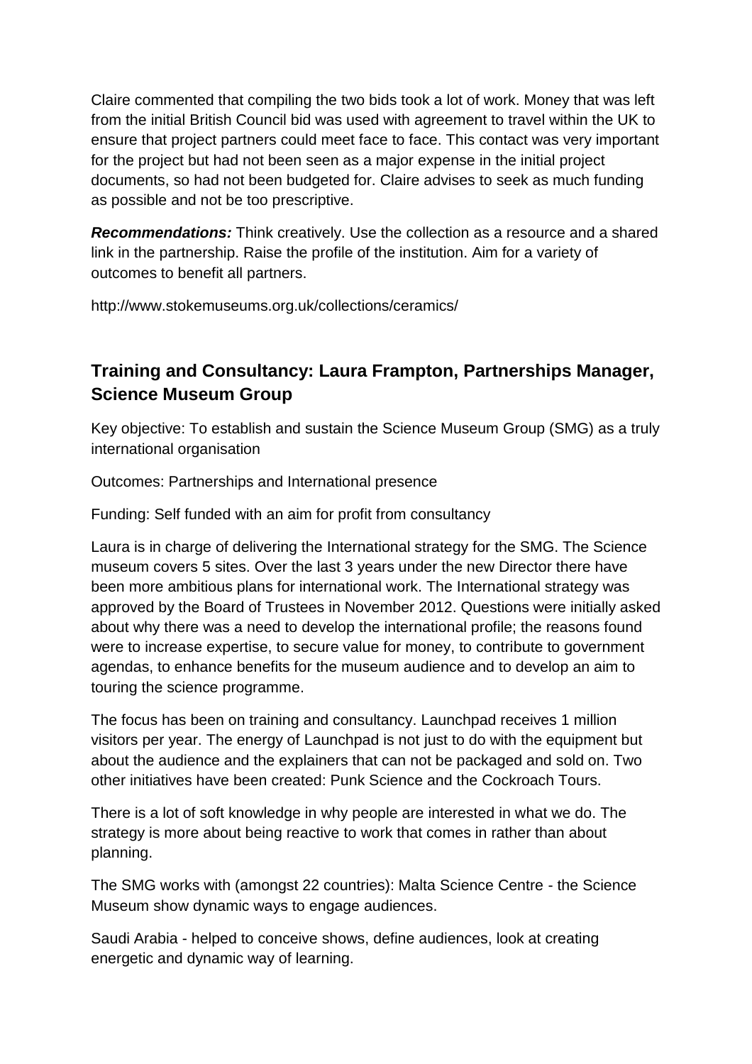Claire commented that compiling the two bids took a lot of work. Money that was left from the initial British Council bid was used with agreement to travel within the UK to ensure that project partners could meet face to face. This contact was very important for the project but had not been seen as a major expense in the initial project documents, so had not been budgeted for. Claire advises to seek as much funding as possible and not be too prescriptive.

***Recommendations:*** Think creatively. Use the collection as a resource and a shared link in the partnership. Raise the profile of the institution. Aim for a variety of outcomes to benefit all partners.

http://www.stokemuseums.org.uk/collections/ceramics/

## Training and Consultancy: Laura Frampton, Partnerships Manager, Science Museum Group

Key objective: To establish and sustain the Science Museum Group (SMG) as a truly international organisation

Outcomes: Partnerships and International presence

Funding: Self funded with an aim for profit from consultancy

Laura is in charge of delivering the International strategy for the SMG. The Science museum covers 5 sites. Over the last 3 years under the new Director there have been more ambitious plans for international work. The International strategy was approved by the Board of Trustees in November 2012. Questions were initially asked about why there was a need to develop the international profile; the reasons found were to increase expertise, to secure value for money, to contribute to government agendas, to enhance benefits for the museum audience and to develop an aim to touring the science programme.

The focus has been on training and consultancy. Launchpad receives 1 million visitors per year. The energy of Launchpad is not just to do with the equipment but about the audience and the explainers that can not be packaged and sold on. Two other initiatives have been created: Punk Science and the Cockroach Tours.

There is a lot of soft knowledge in why people are interested in what we do. The strategy is more about being reactive to work that comes in rather than about planning.

The SMG works with (amongst 22 countries): Malta Science Centre - the Science Museum show dynamic ways to engage audiences.

Saudi Arabia - helped to conceive shows, define audiences, look at creating energetic and dynamic way of learning.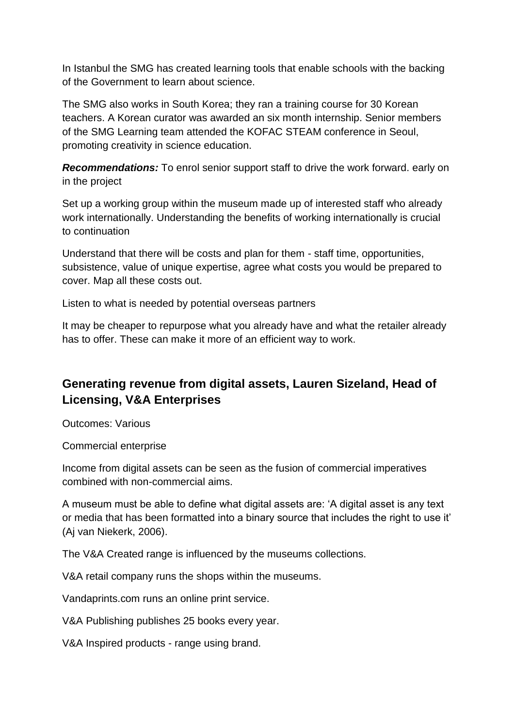In Istanbul the SMG has created learning tools that enable schools with the backing of the Government to learn about science.

The SMG also works in South Korea; they ran a training course for 30 Korean teachers. A Korean curator was awarded an six month internship. Senior members of the SMG Learning team attended the KOFAC STEAM conference in Seoul, promoting creativity in science education.

***Recommendations:*** To enrol senior support staff to drive the work forward. early on in the project

Set up a working group within the museum made up of interested staff who already work internationally. Understanding the benefits of working internationally is crucial to continuation

Understand that there will be costs and plan for them - staff time, opportunities, subsistence, value of unique expertise, agree what costs you would be prepared to cover. Map all these costs out.

Listen to what is needed by potential overseas partners

It may be cheaper to repurpose what you already have and what the retailer already has to offer. These can make it more of an efficient way to work.

## Generating revenue from digital assets, Lauren Sizeland, Head of Licensing, V&A Enterprises

Outcomes: Various

Commercial enterprise

Income from digital assets can be seen as the fusion of commercial imperatives combined with non-commercial aims.

A museum must be able to define what digital assets are: 'A digital asset is any text or media that has been formatted into a binary source that includes the right to use it' (Aj van Niekerk, 2006).

The V&A Created range is influenced by the museums collections.

V&A retail company runs the shops within the museums.

Vandaprints.com runs an online print service.

V&A Publishing publishes 25 books every year.

V&A Inspired products - range using brand.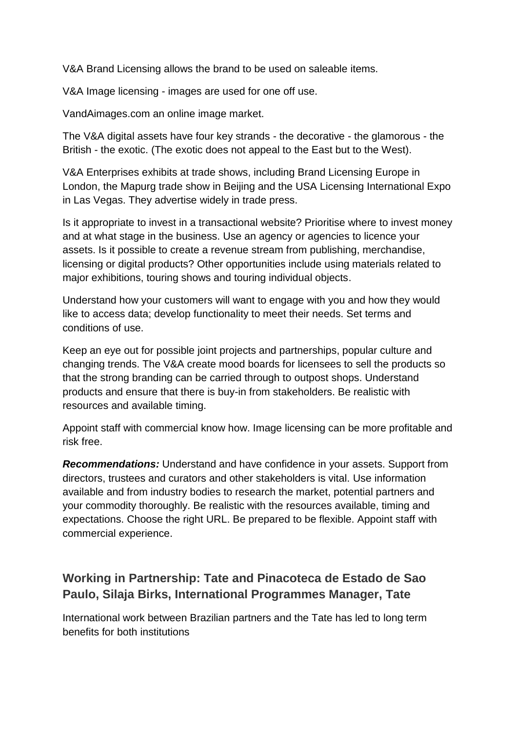V&A Brand Licensing allows the brand to be used on saleable items.

V&A Image licensing - images are used for one off use.

VandAimages.com an online image market.

The V&A digital assets have four key strands - the decorative - the glamorous - the British - the exotic. (The exotic does not appeal to the East but to the West).

V&A Enterprises exhibits at trade shows, including Brand Licensing Europe in London, the Mapurg trade show in Beijing and the USA Licensing International Expo in Las Vegas. They advertise widely in trade press.

Is it appropriate to invest in a transactional website? Prioritise where to invest money and at what stage in the business. Use an agency or agencies to licence your assets. Is it possible to create a revenue stream from publishing, merchandise, licensing or digital products? Other opportunities include using materials related to major exhibitions, touring shows and touring individual objects.

Understand how your customers will want to engage with you and how they would like to access data; develop functionality to meet their needs. Set terms and conditions of use.

Keep an eye out for possible joint projects and partnerships, popular culture and changing trends. The V&A create mood boards for licensees to sell the products so that the strong branding can be carried through to outpost shops. Understand products and ensure that there is buy-in from stakeholders. Be realistic with resources and available timing.

Appoint staff with commercial know how. Image licensing can be more profitable and risk free.

***Recommendations:*** Understand and have confidence in your assets. Support from directors, trustees and curators and other stakeholders is vital. Use information available and from industry bodies to research the market, potential partners and your commodity thoroughly. Be realistic with the resources available, timing and expectations. Choose the right URL. Be prepared to be flexible. Appoint staff with commercial experience.

## Working in Partnership: Tate and Pinacoteca de Estado de Sao Paulo, Silaja Birks, International Programmes Manager, Tate

International work between Brazilian partners and the Tate has led to long term benefits for both institutions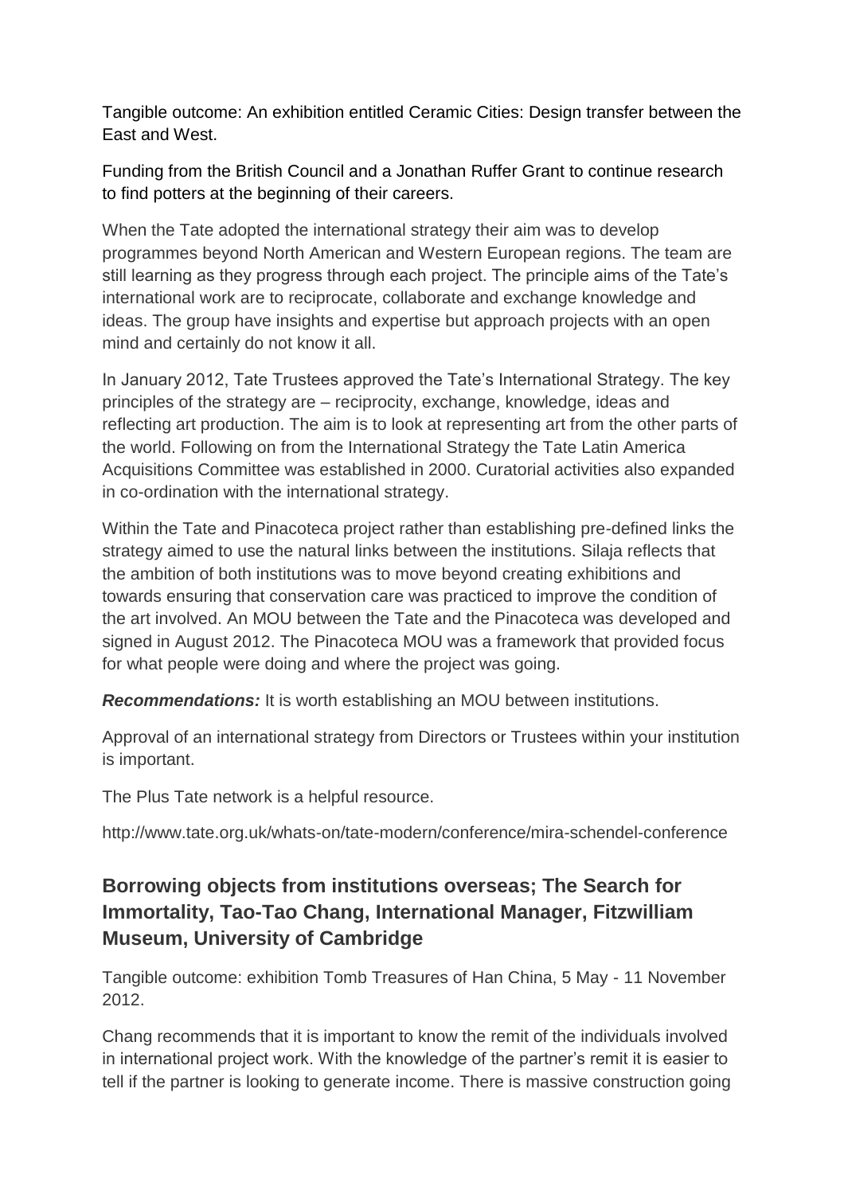Tangible outcome: An exhibition entitled Ceramic Cities: Design transfer between the East and West.

Funding from the British Council and a Jonathan Ruffer Grant to continue research to find potters at the beginning of their careers.

When the Tate adopted the international strategy their aim was to develop programmes beyond North American and Western European regions. The team are still learning as they progress through each project. The principle aims of the Tate's international work are to reciprocate, collaborate and exchange knowledge and ideas. The group have insights and expertise but approach projects with an open mind and certainly do not know it all.

In January 2012, Tate Trustees approved the Tate's International Strategy. The key principles of the strategy are – reciprocity, exchange, knowledge, ideas and reflecting art production. The aim is to look at representing art from the other parts of the world. Following on from the International Strategy the Tate Latin America Acquisitions Committee was established in 2000. Curatorial activities also expanded in co-ordination with the international strategy.

Within the Tate and Pinacoteca project rather than establishing pre-defined links the strategy aimed to use the natural links between the institutions. Silaja reflects that the ambition of both institutions was to move beyond creating exhibitions and towards ensuring that conservation care was practiced to improve the condition of the art involved. An MOU between the Tate and the Pinacoteca was developed and signed in August 2012. The Pinacoteca MOU was a framework that provided focus for what people were doing and where the project was going.

***Recommendations:*** It is worth establishing an MOU between institutions.

Approval of an international strategy from Directors or Trustees within your institution is important.

The Plus Tate network is a helpful resource.

http://www.tate.org.uk/whats-on/tate-modern/conference/mira-schendel-conference

## Borrowing objects from institutions overseas; The Search for Immortality, Tao-Tao Chang, International Manager, Fitzwilliam Museum, University of Cambridge

Tangible outcome: exhibition Tomb Treasures of Han China, 5 May - 11 November 2012.

Chang recommends that it is important to know the remit of the individuals involved in international project work. With the knowledge of the partner's remit it is easier to tell if the partner is looking to generate income. There is massive construction going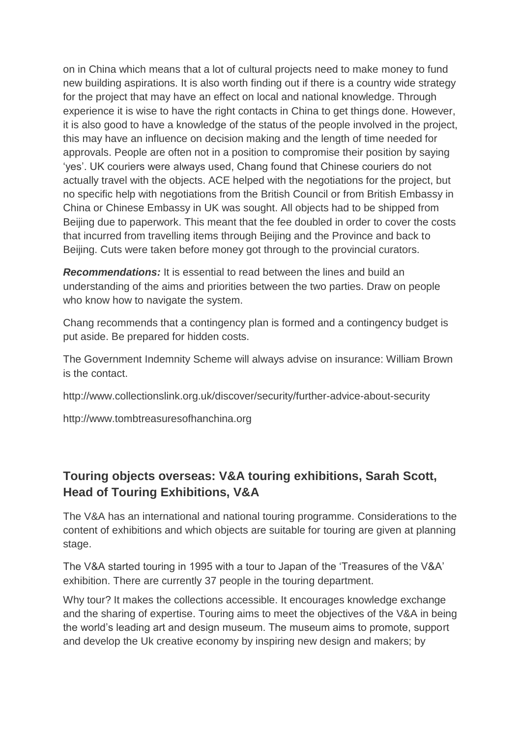on in China which means that a lot of cultural projects need to make money to fund new building aspirations. It is also worth finding out if there is a country wide strategy for the project that may have an effect on local and national knowledge. Through experience it is wise to have the right contacts in China to get things done. However, it is also good to have a knowledge of the status of the people involved in the project, this may have an influence on decision making and the length of time needed for approvals. People are often not in a position to compromise their position by saying 'yes'. UK couriers were always used, Chang found that Chinese couriers do not actually travel with the objects. ACE helped with the negotiations for the project, but no specific help with negotiations from the British Council or from British Embassy in China or Chinese Embassy in UK was sought. All objects had to be shipped from Beijing due to paperwork. This meant that the fee doubled in order to cover the costs that incurred from travelling items through Beijing and the Province and back to Beijing. Cuts were taken before money got through to the provincial curators.

***Recommendations:*** It is essential to read between the lines and build an understanding of the aims and priorities between the two parties. Draw on people who know how to navigate the system.

Chang recommends that a contingency plan is formed and a contingency budget is put aside. Be prepared for hidden costs.

The Government Indemnity Scheme will always advise on insurance: William Brown is the contact.

http://www.collectionslink.org.uk/discover/security/further-advice-about-security

http://www.tombtreasuresofhanchina.org

## Touring objects overseas: V&A touring exhibitions, Sarah Scott, Head of Touring Exhibitions, V&A

The V&A has an international and national touring programme. Considerations to the content of exhibitions and which objects are suitable for touring are given at planning stage.

The V&A started touring in 1995 with a tour to Japan of the 'Treasures of the V&A' exhibition. There are currently 37 people in the touring department.

Why tour? It makes the collections accessible. It encourages knowledge exchange and the sharing of expertise. Touring aims to meet the objectives of the V&A in being the world's leading art and design museum. The museum aims to promote, support and develop the Uk creative economy by inspiring new design and makers; by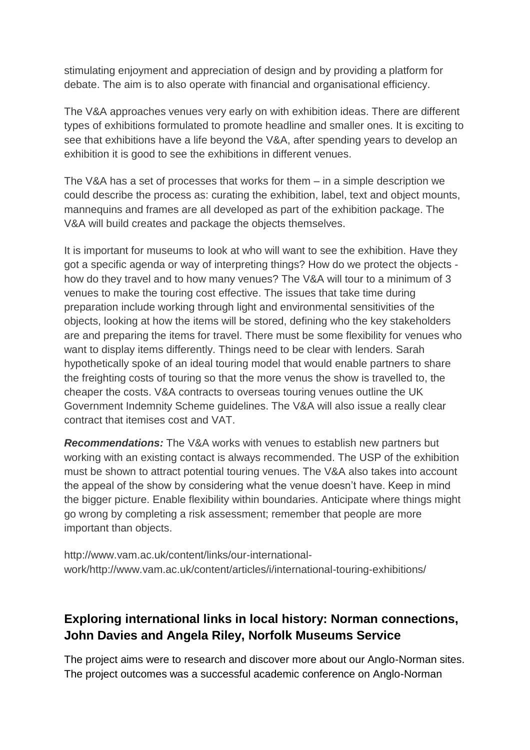stimulating enjoyment and appreciation of design and by providing a platform for debate. The aim is to also operate with financial and organisational efficiency.

The V&A approaches venues very early on with exhibition ideas. There are different types of exhibitions formulated to promote headline and smaller ones. It is exciting to see that exhibitions have a life beyond the V&A, after spending years to develop an exhibition it is good to see the exhibitions in different venues.

The V&A has a set of processes that works for them – in a simple description we could describe the process as: curating the exhibition, label, text and object mounts, mannequins and frames are all developed as part of the exhibition package. The V&A will build creates and package the objects themselves.

It is important for museums to look at who will want to see the exhibition. Have they got a specific agenda or way of interpreting things? How do we protect the objects - how do they travel and to how many venues? The V&A will tour to a minimum of 3 venues to make the touring cost effective. The issues that take time during preparation include working through light and environmental sensitivities of the objects, looking at how the items will be stored, defining who the key stakeholders are and preparing the items for travel. There must be some flexibility for venues who want to display items differently. Things need to be clear with lenders. Sarah hypothetically spoke of an ideal touring model that would enable partners to share the freighting costs of touring so that the more venus the show is travelled to, the cheaper the costs. V&A contracts to overseas touring venues outline the UK Government Indemnity Scheme guidelines. The V&A will also issue a really clear contract that itemises cost and VAT.

***Recommendations:*** The V&A works with venues to establish new partners but working with an existing contact is always recommended. The USP of the exhibition must be shown to attract potential touring venues. The V&A also takes into account the appeal of the show by considering what the venue doesn't have. Keep in mind the bigger picture. Enable flexibility within boundaries. Anticipate where things might go wrong by completing a risk assessment; remember that people are more important than objects.

http://www.vam.ac.uk/content/links/our-international-work/http://www.vam.ac.uk/content/articles/i/international-touring-exhibitions/

## Exploring international links in local history: Norman connections, John Davies and Angela Riley, Norfolk Museums Service

The project aims were to research and discover more about our Anglo-Norman sites. The project outcomes was a successful academic conference on Anglo-Norman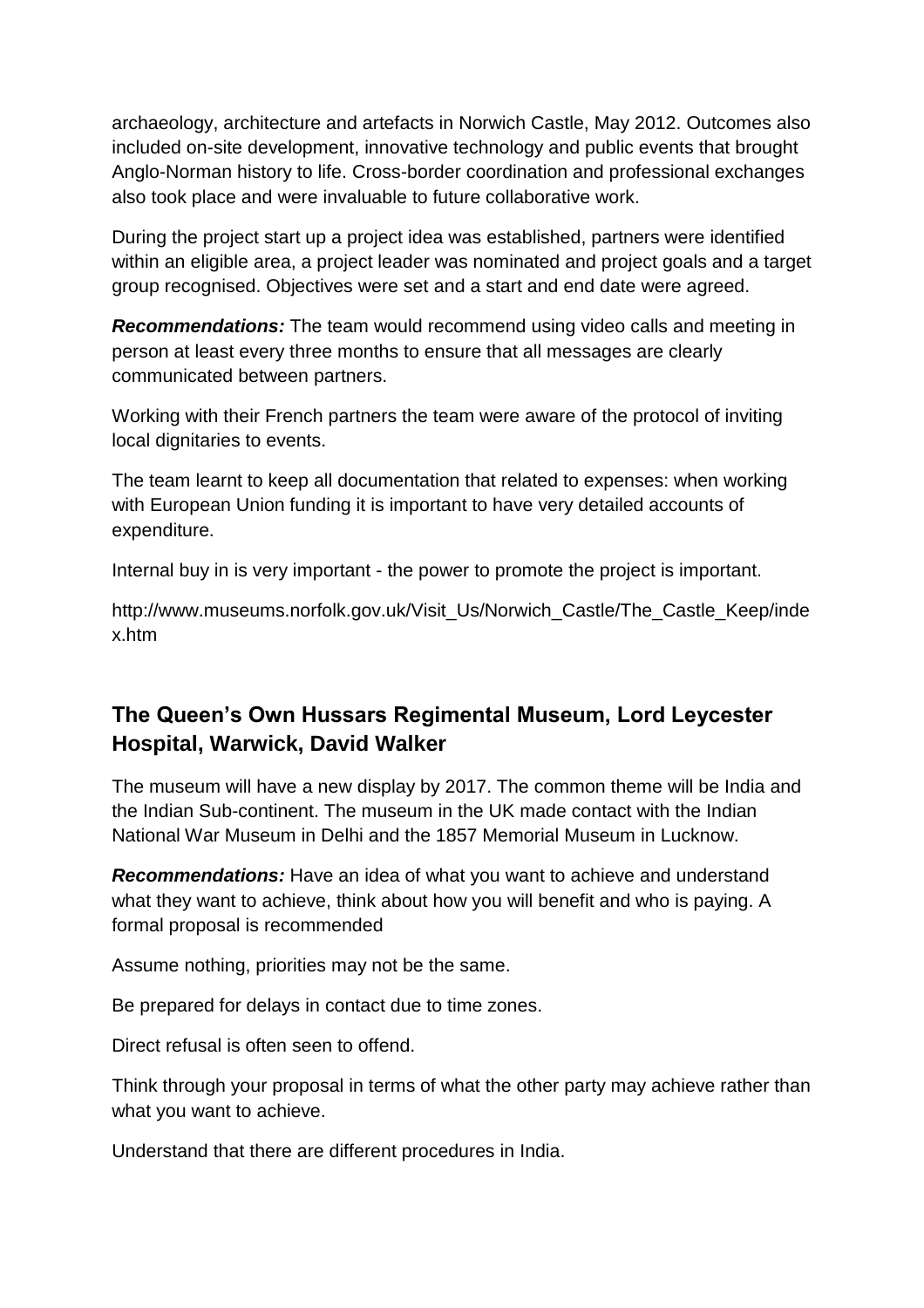archaeology, architecture and artefacts in Norwich Castle, May 2012. Outcomes also included on-site development, innovative technology and public events that brought Anglo-Norman history to life. Cross-border coordination and professional exchanges also took place and were invaluable to future collaborative work.

During the project start up a project idea was established, partners were identified within an eligible area, a project leader was nominated and project goals and a target group recognised. Objectives were set and a start and end date were agreed.

***Recommendations:*** The team would recommend using video calls and meeting in person at least every three months to ensure that all messages are clearly communicated between partners.

Working with their French partners the team were aware of the protocol of inviting local dignitaries to events.

The team learnt to keep all documentation that related to expenses: when working with European Union funding it is important to have very detailed accounts of expenditure.

Internal buy in is very important - the power to promote the project is important.

http://www.museums.norfolk.gov.uk/Visit_Us/Norwich_Castle/The_Castle_Keep/index.htm

## The Queen's Own Hussars Regimental Museum, Lord Leycester Hospital, Warwick, David Walker

The museum will have a new display by 2017. The common theme will be India and the Indian Sub-continent. The museum in the UK made contact with the Indian National War Museum in Delhi and the 1857 Memorial Museum in Lucknow.

***Recommendations:*** Have an idea of what you want to achieve and understand what they want to achieve, think about how you will benefit and who is paying. A formal proposal is recommended

Assume nothing, priorities may not be the same.

Be prepared for delays in contact due to time zones.

Direct refusal is often seen to offend.

Think through your proposal in terms of what the other party may achieve rather than what you want to achieve.

Understand that there are different procedures in India.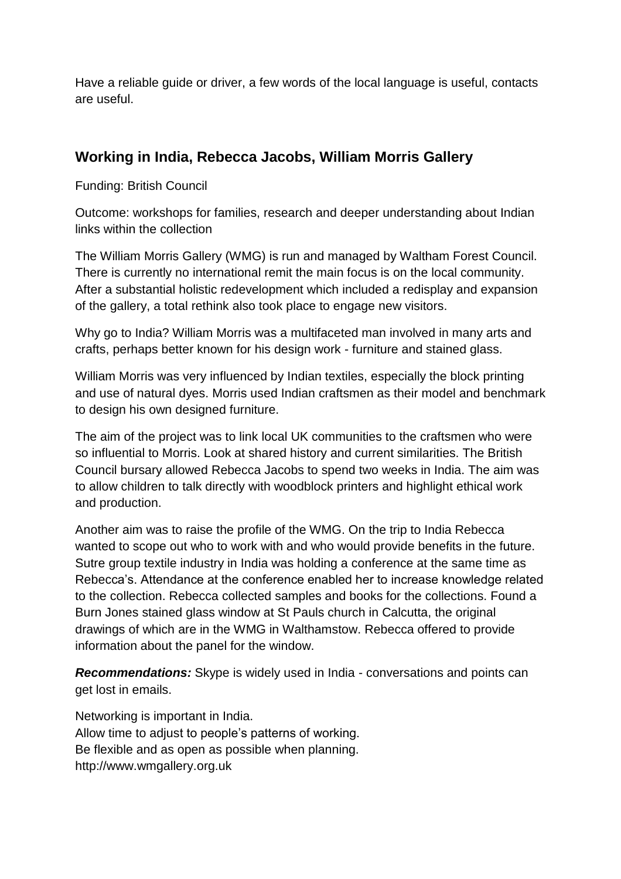Have a reliable guide or driver, a few words of the local language is useful, contacts are useful.

## Working in India, Rebecca Jacobs, William Morris Gallery

Funding: British Council

Outcome: workshops for families, research and deeper understanding about Indian links within the collection

The William Morris Gallery (WMG) is run and managed by Waltham Forest Council. There is currently no international remit the main focus is on the local community. After a substantial holistic redevelopment which included a redisplay and expansion of the gallery, a total rethink also took place to engage new visitors.

Why go to India? William Morris was a multifaceted man involved in many arts and crafts, perhaps better known for his design work - furniture and stained glass.

William Morris was very influenced by Indian textiles, especially the block printing and use of natural dyes. Morris used Indian craftsmen as their model and benchmark to design his own designed furniture.

The aim of the project was to link local UK communities to the craftsmen who were so influential to Morris. Look at shared history and current similarities. The British Council bursary allowed Rebecca Jacobs to spend two weeks in India. The aim was to allow children to talk directly with woodblock printers and highlight ethical work and production.

Another aim was to raise the profile of the WMG. On the trip to India Rebecca wanted to scope out who to work with and who would provide benefits in the future. Sutre group textile industry in India was holding a conference at the same time as Rebecca's. Attendance at the conference enabled her to increase knowledge related to the collection. Rebecca collected samples and books for the collections. Found a Burn Jones stained glass window at St Pauls church in Calcutta, the original drawings of which are in the WMG in Walthamstow. Rebecca offered to provide information about the panel for the window.

***Recommendations:*** Skype is widely used in India - conversations and points can get lost in emails.

Networking is important in India.
Allow time to adjust to people's patterns of working.
Be flexible and as open as possible when planning.
http://www.wmgallery.org.uk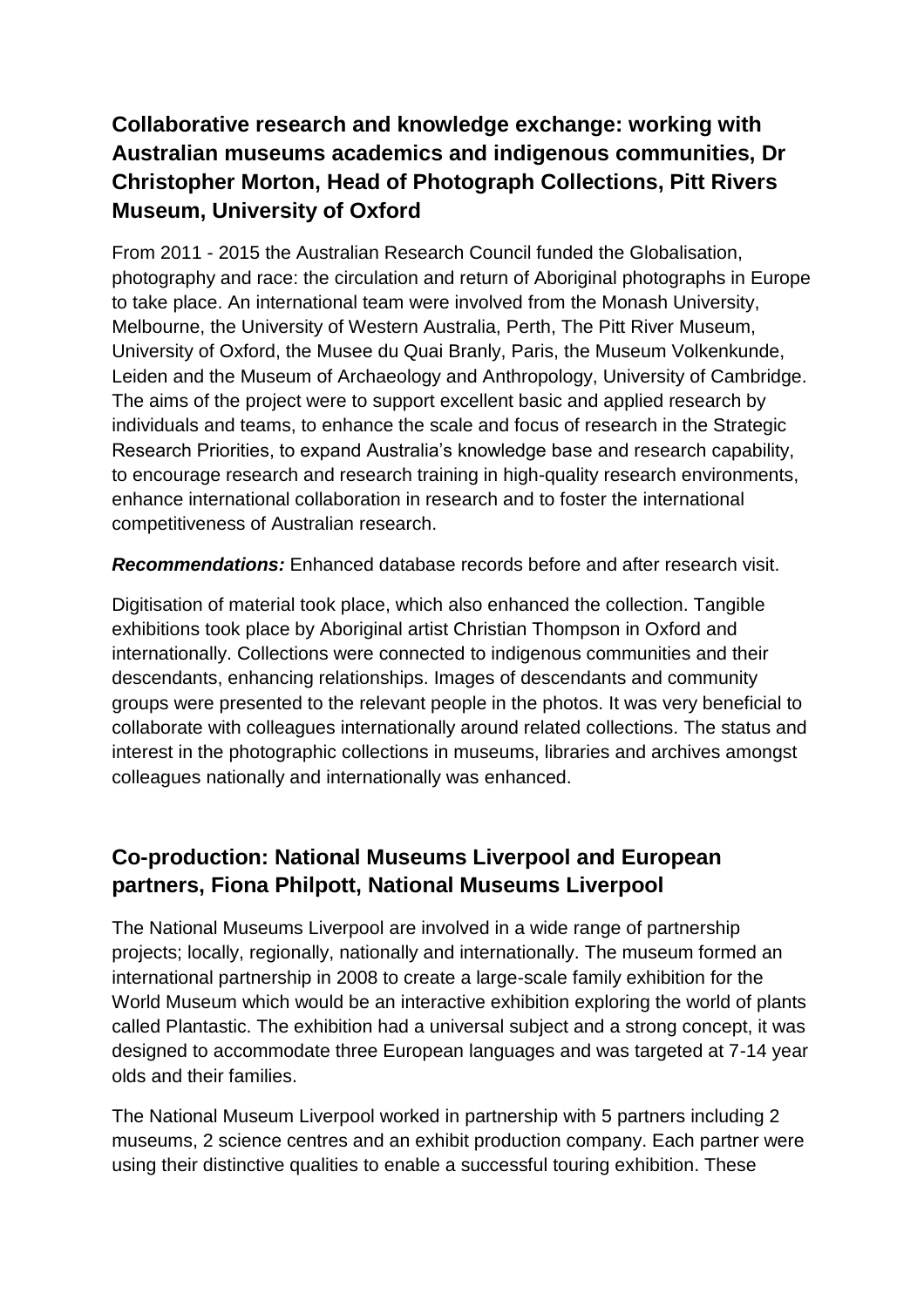## Collaborative research and knowledge exchange: working with Australian museums academics and indigenous communities, Dr Christopher Morton, Head of Photograph Collections, Pitt Rivers Museum, University of Oxford

From 2011 - 2015 the Australian Research Council funded the Globalisation, photography and race: the circulation and return of Aboriginal photographs in Europe to take place. An international team were involved from the Monash University, Melbourne, the University of Western Australia, Perth, The Pitt River Museum, University of Oxford, the Musee du Quai Branly, Paris, the Museum Volkenkunde, Leiden and the Museum of Archaeology and Anthropology, University of Cambridge. The aims of the project were to support excellent basic and applied research by individuals and teams, to enhance the scale and focus of research in the Strategic Research Priorities, to expand Australia's knowledge base and research capability, to encourage research and research training in high-quality research environments, enhance international collaboration in research and to foster the international competitiveness of Australian research.

***Recommendations:*** Enhanced database records before and after research visit.

Digitisation of material took place, which also enhanced the collection. Tangible exhibitions took place by Aboriginal artist Christian Thompson in Oxford and internationally. Collections were connected to indigenous communities and their descendants, enhancing relationships. Images of descendants and community groups were presented to the relevant people in the photos. It was very beneficial to collaborate with colleagues internationally around related collections. The status and interest in the photographic collections in museums, libraries and archives amongst colleagues nationally and internationally was enhanced.

## Co-production: National Museums Liverpool and European partners, Fiona Philpott, National Museums Liverpool

The National Museums Liverpool are involved in a wide range of partnership projects; locally, regionally, nationally and internationally. The museum formed an international partnership in 2008 to create a large-scale family exhibition for the World Museum which would be an interactive exhibition exploring the world of plants called Plantastic. The exhibition had a universal subject and a strong concept, it was designed to accommodate three European languages and was targeted at 7-14 year olds and their families.

The National Museum Liverpool worked in partnership with 5 partners including 2 museums, 2 science centres and an exhibit production company. Each partner were using their distinctive qualities to enable a successful touring exhibition. These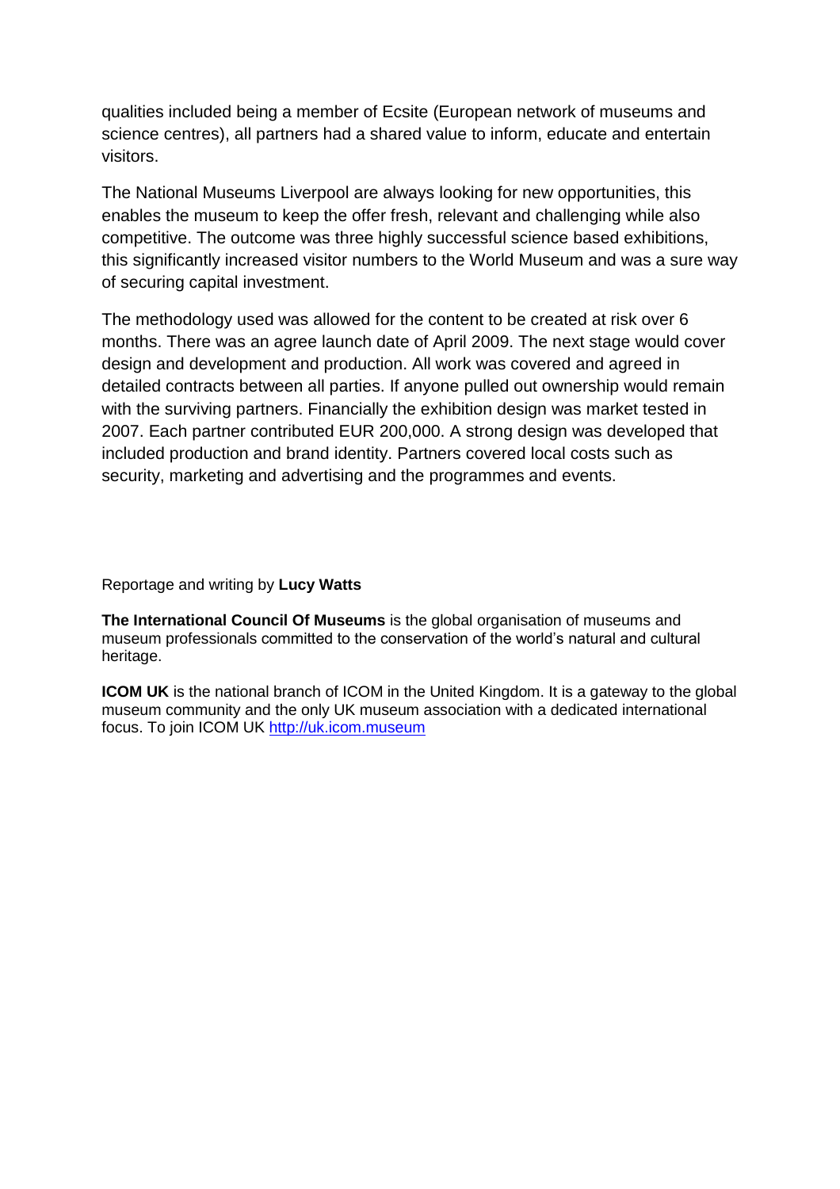qualities included being a member of Ecsite (European network of museums and science centres), all partners had a shared value to inform, educate and entertain visitors.

The National Museums Liverpool are always looking for new opportunities, this enables the museum to keep the offer fresh, relevant and challenging while also competitive. The outcome was three highly successful science based exhibitions, this significantly increased visitor numbers to the World Museum and was a sure way of securing capital investment.

The methodology used was allowed for the content to be created at risk over 6 months. There was an agree launch date of April 2009. The next stage would cover design and development and production. All work was covered and agreed in detailed contracts between all parties. If anyone pulled out ownership would remain with the surviving partners. Financially the exhibition design was market tested in 2007. Each partner contributed EUR 200,000. A strong design was developed that included production and brand identity. Partners covered local costs such as security, marketing and advertising and the programmes and events.

Reportage and writing by **Lucy Watts**

**The International Council Of Museums** is the global organisation of museums and museum professionals committed to the conservation of the world's natural and cultural heritage.

**ICOM UK** is the national branch of ICOM in the United Kingdom. It is a gateway to the global museum community and the only UK museum association with a dedicated international focus. To join ICOM UK [http://uk.icom.museum](http://uk.icom.museum)